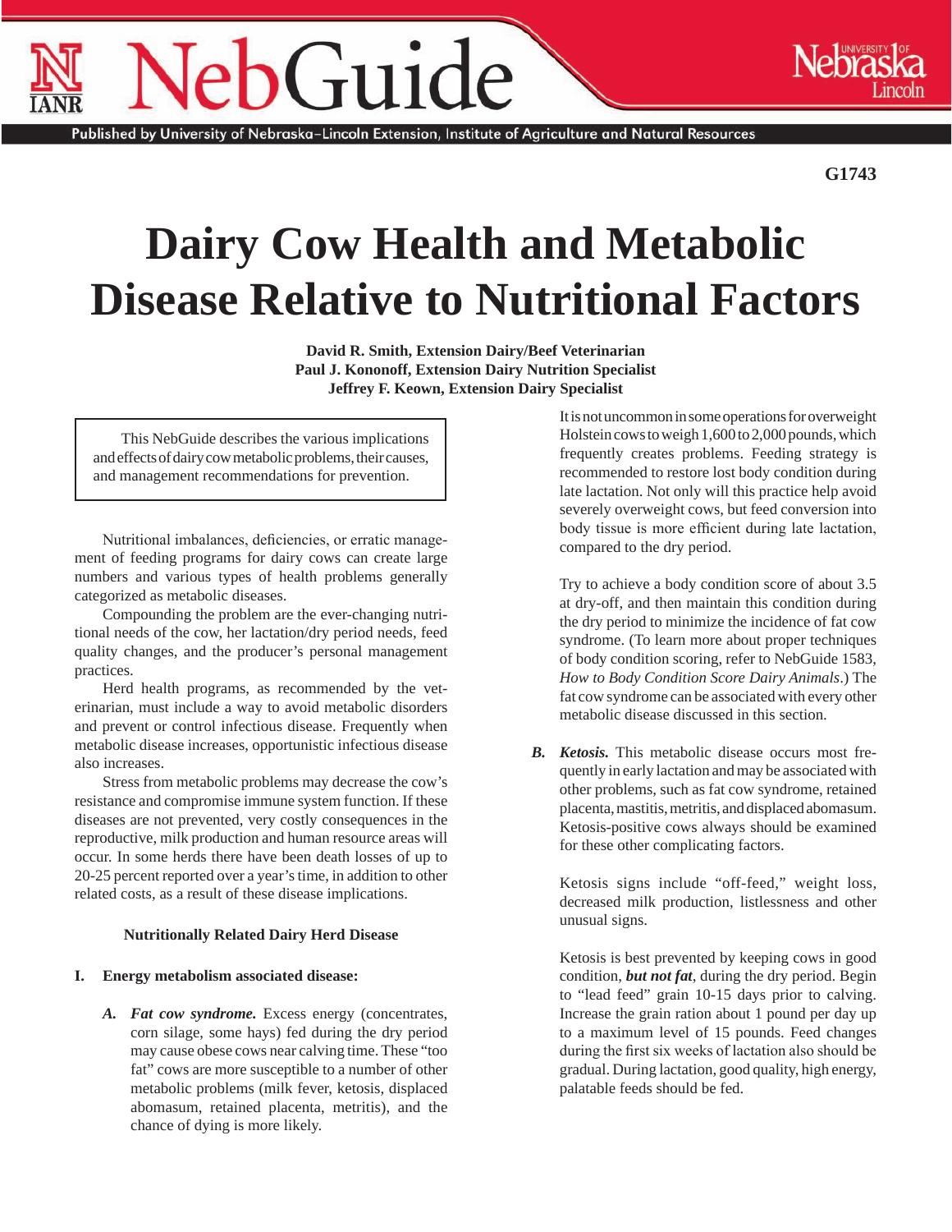G1743

# Dairy Cow Health and Metabolic Disease Relative to Nutritional Factors

**David R. Smith, Extension Dairy/Beef Veterinarian**
**Paul J. Kononoff, Extension Dairy Nutrition Specialist**
**Jeffrey F. Keown, Extension Dairy Specialist**

> This NebGuide describes the various implications and effects of dairy cow metabolic problems, their causes, and management recommendations for prevention.

Nutritional imbalances, deficiencies, or erratic management of feeding programs for dairy cows can create large numbers and various types of health problems generally categorized as metabolic diseases.

Compounding the problem are the ever-changing nutritional needs of the cow, her lactation/dry period needs, feed quality changes, and the producer's personal management practices.

Herd health programs, as recommended by the veterinarian, must include a way to avoid metabolic disorders and prevent or control infectious disease. Frequently when metabolic disease increases, opportunistic infectious disease also increases.

Stress from metabolic problems may decrease the cow's resistance and compromise immune system function. If these diseases are not prevented, very costly consequences in the reproductive, milk production and human resource areas will occur. In some herds there have been death losses of up to 20-25 percent reported over a year's time, in addition to other related costs, as a result of these disease implications.

## Nutritionally Related Dairy Herd Disease

### I. Energy metabolism associated disease:

***A. Fat cow syndrome.*** Excess energy (concentrates, corn silage, some hays) fed during the dry period may cause obese cows near calving time. These "too fat" cows are more susceptible to a number of other metabolic problems (milk fever, ketosis, displaced abomasum, retained placenta, metritis), and the chance of dying is more likely.

It is not uncommon in some operations for overweight Holstein cows to weigh 1,600 to 2,000 pounds, which frequently creates problems. Feeding strategy is recommended to restore lost body condition during late lactation. Not only will this practice help avoid severely overweight cows, but feed conversion into body tissue is more efficient during late lactation, compared to the dry period.

Try to achieve a body condition score of about 3.5 at dry-off, and then maintain this condition during the dry period to minimize the incidence of fat cow syndrome. (To learn more about proper techniques of body condition scoring, refer to NebGuide 1583, *How to Body Condition Score Dairy Animals*.) The fat cow syndrome can be associated with every other metabolic disease discussed in this section.

***B. Ketosis.*** This metabolic disease occurs most frequently in early lactation and may be associated with other problems, such as fat cow syndrome, retained placenta, mastitis, metritis, and displaced abomasum. Ketosis-positive cows always should be examined for these other complicating factors.

Ketosis signs include "off-feed," weight loss, decreased milk production, listlessness and other unusual signs.

Ketosis is best prevented by keeping cows in good condition, ***but not fat***, during the dry period. Begin to "lead feed" grain 10-15 days prior to calving. Increase the grain ration about 1 pound per day up to a maximum level of 15 pounds. Feed changes during the first six weeks of lactation also should be gradual. During lactation, good quality, high energy, palatable feeds should be fed.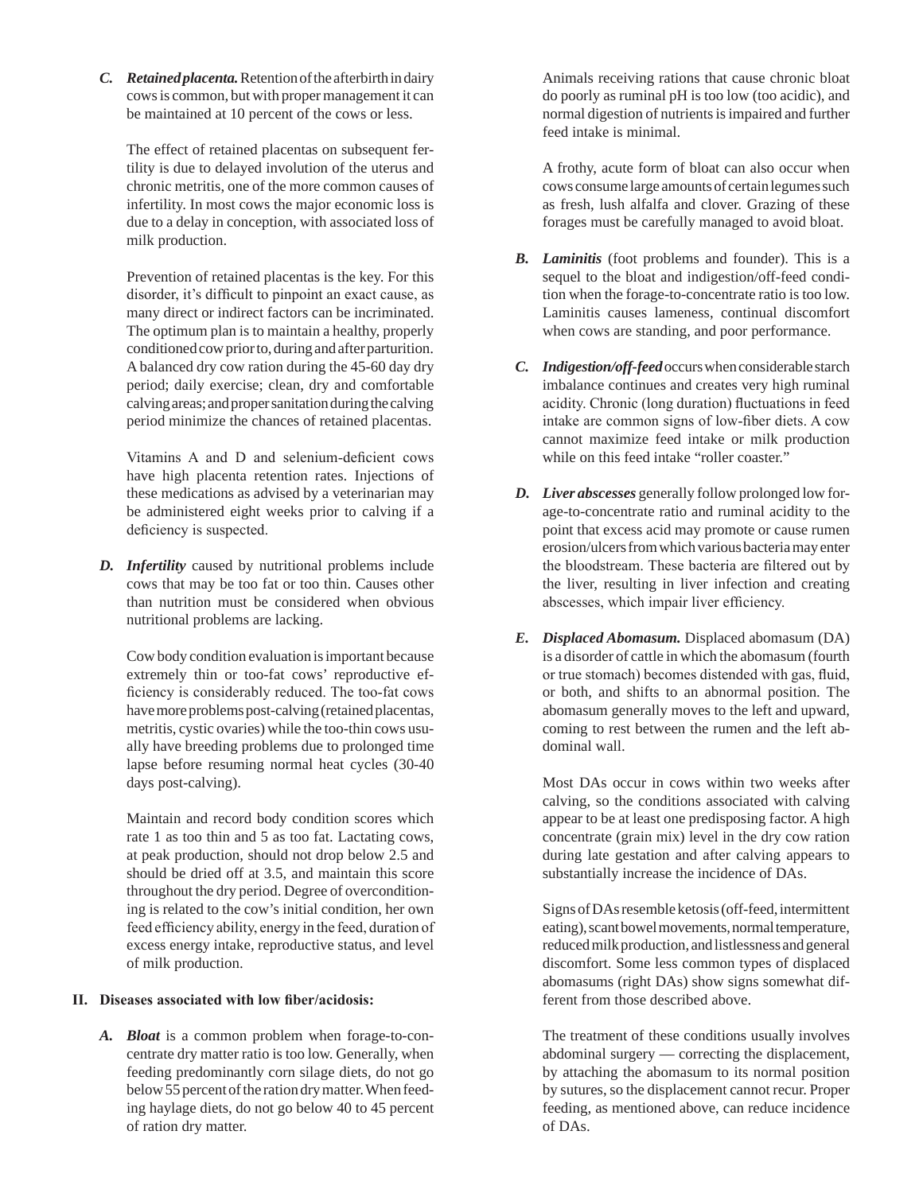*C.* ***Retained placenta.*** Retention of the afterbirth in dairy cows is common, but with proper management it can be maintained at 10 percent of the cows or less.

The effect of retained placentas on subsequent fertility is due to delayed involution of the uterus and chronic metritis, one of the more common causes of infertility. In most cows the major economic loss is due to a delay in conception, with associated loss of milk production.

Prevention of retained placentas is the key. For this disorder, it's difficult to pinpoint an exact cause, as many direct or indirect factors can be incriminated. The optimum plan is to maintain a healthy, properly conditioned cow prior to, during and after parturition. A balanced dry cow ration during the 45-60 day dry period; daily exercise; clean, dry and comfortable calving areas; and proper sanitation during the calving period minimize the chances of retained placentas.

Vitamins A and D and selenium-deficient cows have high placenta retention rates. Injections of these medications as advised by a veterinarian may be administered eight weeks prior to calving if a deficiency is suspected.

*D.* ***Infertility*** caused by nutritional problems include cows that may be too fat or too thin. Causes other than nutrition must be considered when obvious nutritional problems are lacking.

Cow body condition evaluation is important because extremely thin or too-fat cows' reproductive efficiency is considerably reduced. The too-fat cows have more problems post-calving (retained placentas, metritis, cystic ovaries) while the too-thin cows usually have breeding problems due to prolonged time lapse before resuming normal heat cycles (30-40 days post-calving).

Maintain and record body condition scores which rate 1 as too thin and 5 as too fat. Lactating cows, at peak production, should not drop below 2.5 and should be dried off at 3.5, and maintain this score throughout the dry period. Degree of overconditioning is related to the cow's initial condition, her own feed efficiency ability, energy in the feed, duration of excess energy intake, reproductive status, and level of milk production.

## II. Diseases associated with low fiber/acidosis:

*A.* ***Bloat*** is a common problem when forage-to-concentrate dry matter ratio is too low. Generally, when feeding predominantly corn silage diets, do not go below 55 percent of the ration dry matter. When feeding haylage diets, do not go below 40 to 45 percent of ration dry matter.

Animals receiving rations that cause chronic bloat do poorly as ruminal pH is too low (too acidic), and normal digestion of nutrients is impaired and further feed intake is minimal.

A frothy, acute form of bloat can also occur when cows consume large amounts of certain legumes such as fresh, lush alfalfa and clover. Grazing of these forages must be carefully managed to avoid bloat.

*B.* ***Laminitis*** (foot problems and founder). This is a sequel to the bloat and indigestion/off-feed condition when the forage-to-concentrate ratio is too low. Laminitis causes lameness, continual discomfort when cows are standing, and poor performance.

*C.* ***Indigestion/off-feed*** occurs when considerable starch imbalance continues and creates very high ruminal acidity. Chronic (long duration) fluctuations in feed intake are common signs of low-fiber diets. A cow cannot maximize feed intake or milk production while on this feed intake "roller coaster."

*D.* ***Liver abscesses*** generally follow prolonged low forage-to-concentrate ratio and ruminal acidity to the point that excess acid may promote or cause rumen erosion/ulcers from which various bacteria may enter the bloodstream. These bacteria are filtered out by the liver, resulting in liver infection and creating abscesses, which impair liver efficiency.

*E.* ***Displaced Abomasum.*** Displaced abomasum (DA) is a disorder of cattle in which the abomasum (fourth or true stomach) becomes distended with gas, fluid, or both, and shifts to an abnormal position. The abomasum generally moves to the left and upward, coming to rest between the rumen and the left abdominal wall.

Most DAs occur in cows within two weeks after calving, so the conditions associated with calving appear to be at least one predisposing factor. A high concentrate (grain mix) level in the dry cow ration during late gestation and after calving appears to substantially increase the incidence of DAs.

Signs of DAs resemble ketosis (off-feed, intermittent eating), scant bowel movements, normal temperature, reduced milk production, and listlessness and general discomfort. Some less common types of displaced abomasums (right DAs) show signs somewhat different from those described above.

The treatment of these conditions usually involves abdominal surgery — correcting the displacement, by attaching the abomasum to its normal position by sutures, so the displacement cannot recur. Proper feeding, as mentioned above, can reduce incidence of DAs.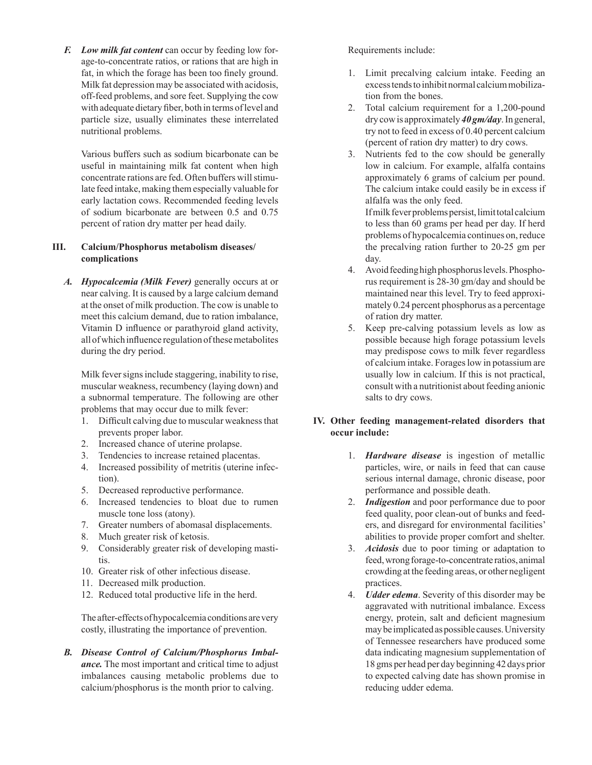*F.* ***Low milk fat content*** can occur by feeding low forage-to-concentrate ratios, or rations that are high in fat, in which the forage has been too finely ground. Milk fat depression may be associated with acidosis, off-feed problems, and sore feet. Supplying the cow with adequate dietary fiber, both in terms of level and particle size, usually eliminates these interrelated nutritional problems.

Various buffers such as sodium bicarbonate can be useful in maintaining milk fat content when high concentrate rations are fed. Often buffers will stimulate feed intake, making them especially valuable for early lactation cows. Recommended feeding levels of sodium bicarbonate are between 0.5 and 0.75 percent of ration dry matter per head daily.

## III. Calcium/Phosphorus metabolism diseases/complications

*A.* ***Hypocalcemia (Milk Fever)*** generally occurs at or near calving. It is caused by a large calcium demand at the onset of milk production. The cow is unable to meet this calcium demand, due to ration imbalance, Vitamin D influence or parathyroid gland activity, all of which influence regulation of these metabolites during the dry period.

Milk fever signs include staggering, inability to rise, muscular weakness, recumbency (laying down) and a subnormal temperature. The following are other problems that may occur due to milk fever:

1. Difficult calving due to muscular weakness that prevents proper labor.
2. Increased chance of uterine prolapse.
3. Tendencies to increase retained placentas.
4. Increased possibility of metritis (uterine infection).
5. Decreased reproductive performance.
6. Increased tendencies to bloat due to rumen muscle tone loss (atony).
7. Greater numbers of abomasal displacements.
8. Much greater risk of ketosis.
9. Considerably greater risk of developing mastitis.
10. Greater risk of other infectious disease.
11. Decreased milk production.
12. Reduced total productive life in the herd.

The after-effects of hypocalcemia conditions are very costly, illustrating the importance of prevention.

*B.* ***Disease Control of Calcium/Phosphorus Imbalance.*** The most important and critical time to adjust imbalances causing metabolic problems due to calcium/phosphorus is the month prior to calving.

Requirements include:

1. Limit precalving calcium intake. Feeding an excess tends to inhibit normal calcium mobilization from the bones.
2. Total calcium requirement for a 1,200-pound dry cow is approximately ***40 gm/day***. In general, try not to feed in excess of 0.40 percent calcium (percent of ration dry matter) to dry cows.
3. Nutrients fed to the cow should be generally low in calcium. For example, alfalfa contains approximately 6 grams of calcium per pound. The calcium intake could easily be in excess if alfalfa was the only feed.
   If milk fever problems persist, limit total calcium to less than 60 grams per head per day. If herd problems of hypocalcemia continues on, reduce the precalving ration further to 20-25 gm per day.
4. Avoid feeding high phosphorus levels. Phosphorus requirement is 28-30 gm/day and should be maintained near this level. Try to feed approximately 0.24 percent phosphorus as a percentage of ration dry matter.
5. Keep pre-calving potassium levels as low as possible because high forage potassium levels may predispose cows to milk fever regardless of calcium intake. Forages low in potassium are usually low in calcium. If this is not practical, consult with a nutritionist about feeding anionic salts to dry cows.

## IV. Other feeding management-related disorders that occur include:

1. ***Hardware disease*** is ingestion of metallic particles, wire, or nails in feed that can cause serious internal damage, chronic disease, poor performance and possible death.
2. ***Indigestion*** and poor performance due to poor feed quality, poor clean-out of bunks and feeders, and disregard for environmental facilities' abilities to provide proper comfort and shelter.
3. ***Acidosis*** due to poor timing or adaptation to feed, wrong forage-to-concentrate ratios, animal crowding at the feeding areas, or other negligent practices.
4. ***Udder edema***. Severity of this disorder may be aggravated with nutritional imbalance. Excess energy, protein, salt and deficient magnesium may be implicated as possible causes. University of Tennessee researchers have produced some data indicating magnesium supplementation of 18 gms per head per day beginning 42 days prior to expected calving date has shown promise in reducing udder edema.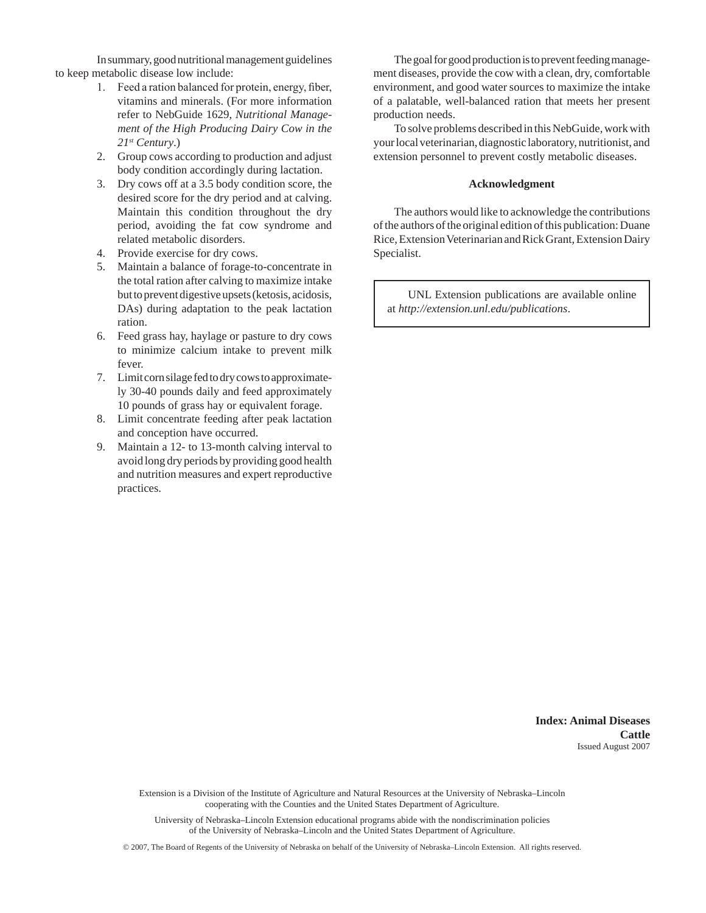In summary, good nutritional management guidelines to keep metabolic disease low include:

1. Feed a ration balanced for protein, energy, fiber, vitamins and minerals. (For more information refer to NebGuide 1629, *Nutritional Management of the High Producing Dairy Cow in the 21st Century*.)
2. Group cows according to production and adjust body condition accordingly during lactation.
3. Dry cows off at a 3.5 body condition score, the desired score for the dry period and at calving. Maintain this condition throughout the dry period, avoiding the fat cow syndrome and related metabolic disorders.
4. Provide exercise for dry cows.
5. Maintain a balance of forage-to-concentrate in the total ration after calving to maximize intake but to prevent digestive upsets (ketosis, acidosis, DAs) during adaptation to the peak lactation ration.
6. Feed grass hay, haylage or pasture to dry cows to minimize calcium intake to prevent milk fever.
7. Limit corn silage fed to dry cows to approximately 30-40 pounds daily and feed approximately 10 pounds of grass hay or equivalent forage.
8. Limit concentrate feeding after peak lactation and conception have occurred.
9. Maintain a 12- to 13-month calving interval to avoid long dry periods by providing good health and nutrition measures and expert reproductive practices.

The goal for good production is to prevent feeding management diseases, provide the cow with a clean, dry, comfortable environment, and good water sources to maximize the intake of a palatable, well-balanced ration that meets her present production needs.

To solve problems described in this NebGuide, work with your local veterinarian, diagnostic laboratory, nutritionist, and extension personnel to prevent costly metabolic diseases.

### Acknowledgment

The authors would like to acknowledge the contributions of the authors of the original edition of this publication: Duane Rice, Extension Veterinarian and Rick Grant, Extension Dairy Specialist.

UNL Extension publications are available online at *http://extension.unl.edu/publications*.

**Index: Animal Diseases**
**Cattle**
Issued August 2007

Extension is a Division of the Institute of Agriculture and Natural Resources at the University of Nebraska–Lincoln cooperating with the Counties and the United States Department of Agriculture.

University of Nebraska–Lincoln Extension educational programs abide with the nondiscrimination policies of the University of Nebraska–Lincoln and the United States Department of Agriculture.

© 2007, The Board of Regents of the University of Nebraska on behalf of the University of Nebraska–Lincoln Extension. All rights reserved.